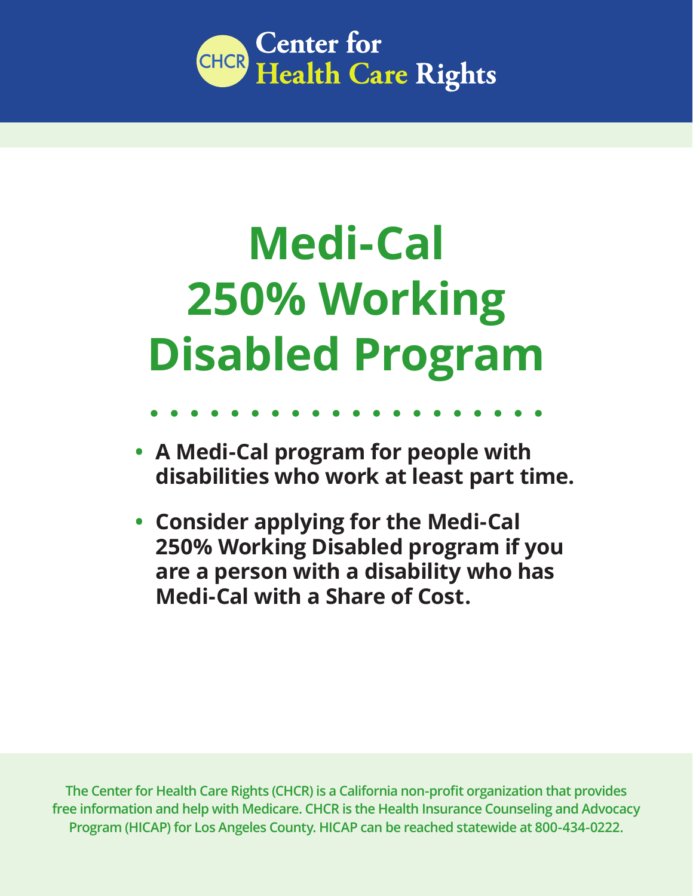CHCR **Center for Health Care Rights**

# Medi-Cal 250% Working Disabled Program

- **A Medi-Cal program for people with disabilities who work at least part time.**
- **Consider applying for the Medi-Cal 250% Working Disabled program if you are a person with a disability who has Medi-Cal with a Share of Cost.**

The Center for Health Care Rights (CHCR) is a California non-profit organization that provides free information and help with Medicare. CHCR is the Health Insurance Counseling and Advocacy Program (HICAP) for Los Angeles County. HICAP can be reached statewide at 800-434-0222.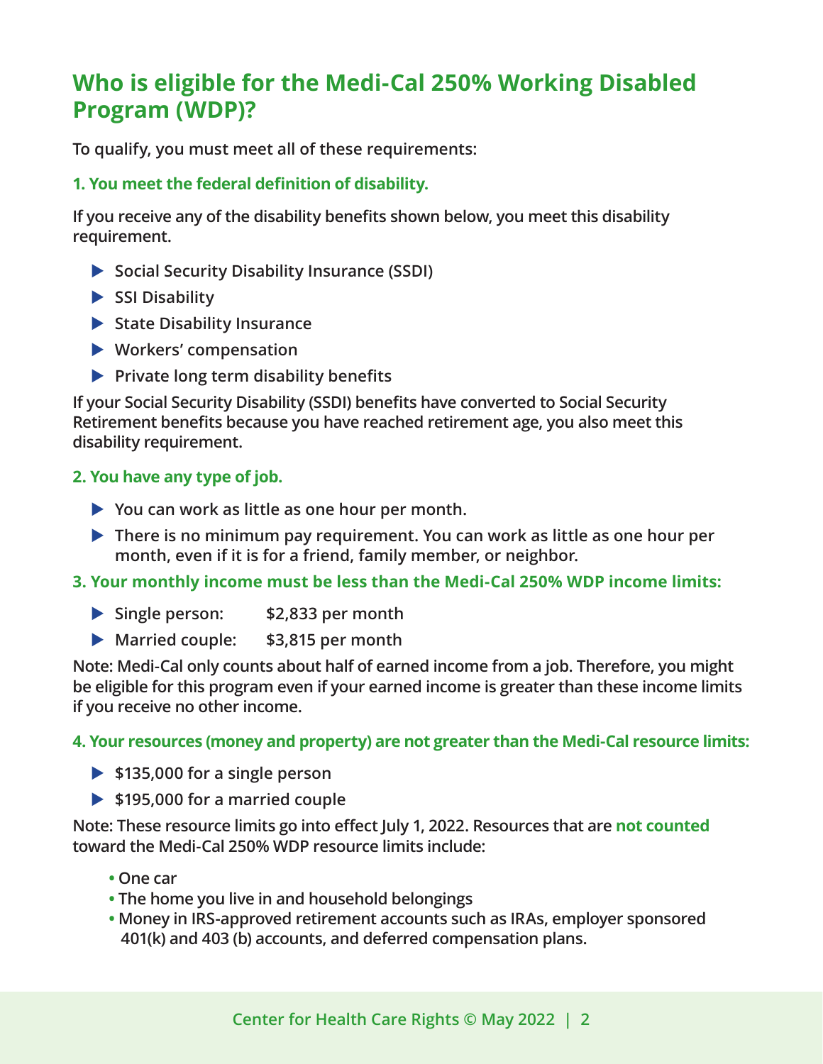## Who is eligible for the Medi-Cal 250% Working Disabled Program (WDP)?

To qualify, you must meet all of these requirements:

### 1. You meet the federal definition of disability.

If you receive any of the disability benefits shown below, you meet this disability requirement.

- Social Security Disability Insurance (SSDI)
- SSI Disability
- State Disability Insurance
- Workers' compensation
- Private long term disability benefits

If your Social Security Disability (SSDI) benefits have converted to Social Security Retirement benefits because you have reached retirement age, you also meet this disability requirement.

### 2. You have any type of job.

- You can work as little as one hour per month.
- There is no minimum pay requirement. You can work as little as one hour per month, even if it is for a friend, family member, or neighbor.

### 3. Your monthly income must be less than the Medi-Cal 250% WDP income limits:

- Single person: $2,833 per month
- Married couple: $3,815 per month

Note: Medi-Cal only counts about half of earned income from a job. Therefore, you might be eligible for this program even if your earned income is greater than these income limits if you receive no other income.

### 4. Your resources (money and property) are not greater than the Medi-Cal resource limits:

- $135,000 for a single person
- $195,000 for a married couple

Note: These resource limits go into effect July 1, 2022. Resources that are **not counted** toward the Medi-Cal 250% WDP resource limits include:

- One car
- The home you live in and household belongings
- Money in IRS-approved retirement accounts such as IRAs, employer sponsored 401(k) and 403 (b) accounts, and deferred compensation plans.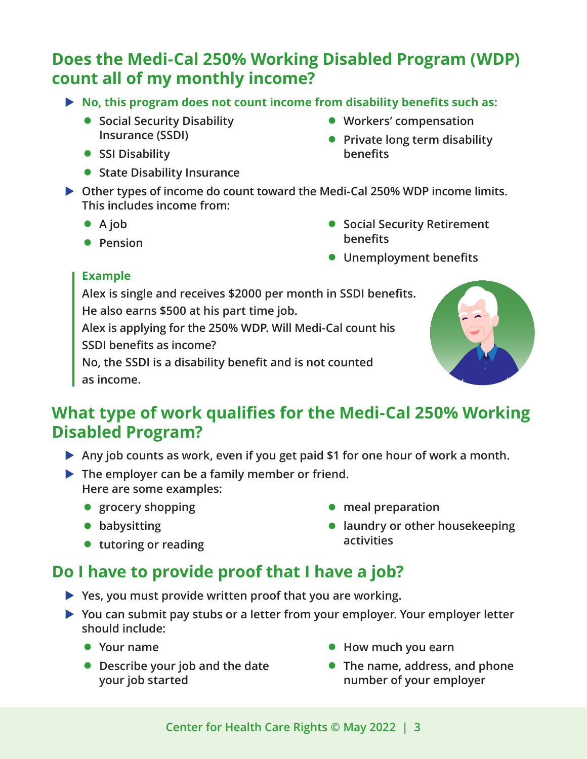## Does the Medi-Cal 250% Working Disabled Program (WDP) count all of my monthly income?

- **No, this program does not count income from disability benefits such as:**
  - Social Security Disability Insurance (SSDI)
  - SSI Disability
  - State Disability Insurance
  - Workers' compensation
  - Private long term disability benefits
- Other types of income do count toward the Medi-Cal 250% WDP income limits. This includes income from:
  - A job
  - Pension
  - Social Security Retirement benefits
  - Unemployment benefits

> **Example**
>
> Alex is single and receives $2000 per month in SSDI benefits.
> He also earns $500 at his part time job.
> Alex is applying for the 250% WDP. Will Medi-Cal count his SSDI benefits as income?
> No, the SSDI is a disability benefit and is not counted as income.

## What type of work qualifies for the Medi-Cal 250% Working Disabled Program?

- Any job counts as work, even if you get paid $1 for one hour of work a month.
- The employer can be a family member or friend.
  Here are some examples:
  - grocery shopping
  - babysitting
  - tutoring or reading
  - meal preparation
  - laundry or other housekeeping activities

## Do I have to provide proof that I have a job?

- Yes, you must provide written proof that you are working.
- You can submit pay stubs or a letter from your employer. Your employer letter should include:
  - Your name
  - Describe your job and the date your job started
  - How much you earn
  - The name, address, and phone number of your employer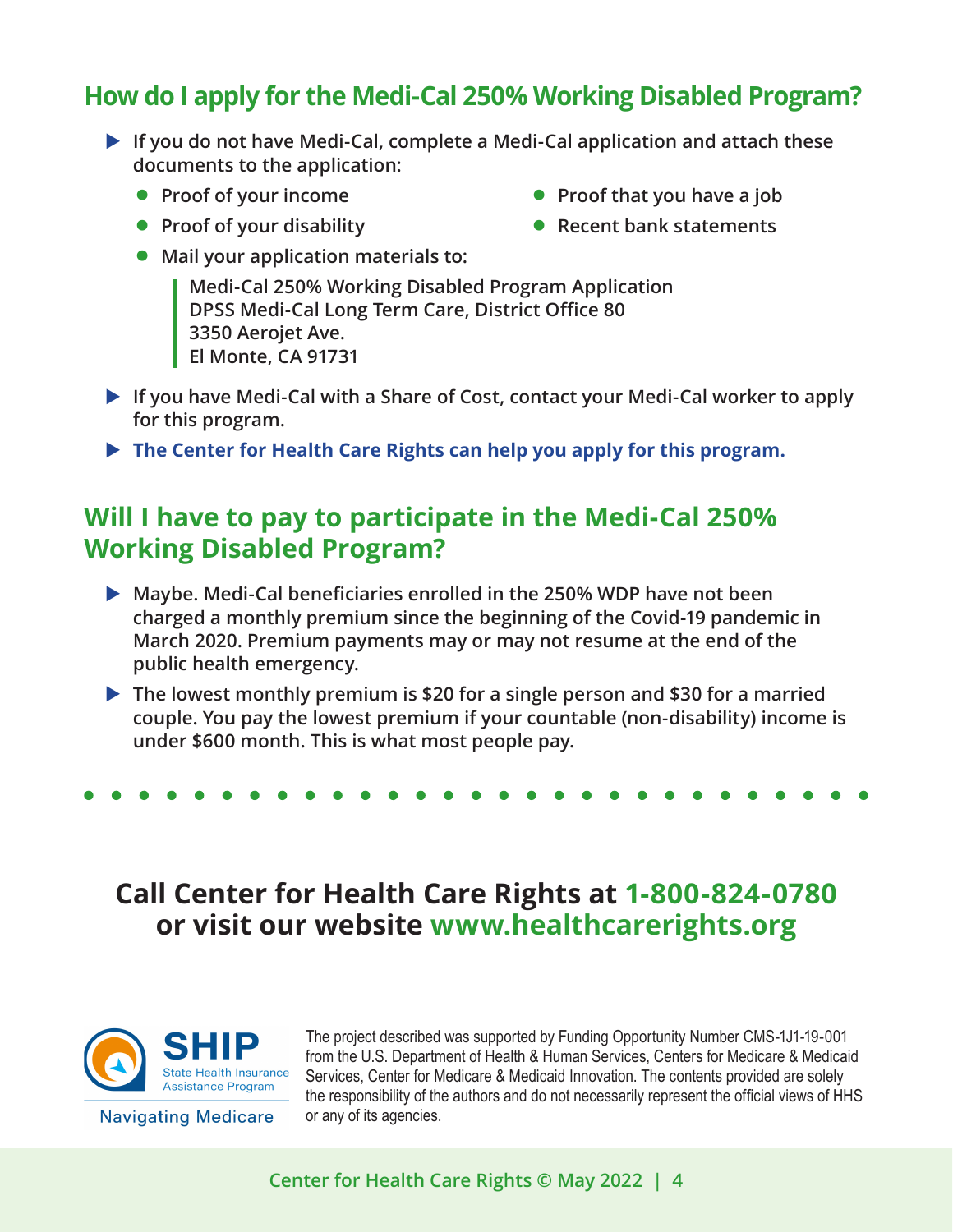## How do I apply for the Medi-Cal 250% Working Disabled Program?

- If you do not have Medi-Cal, complete a Medi-Cal application and attach these documents to the application:
  - Proof of your income
  - Proof of your disability
  - Proof that you have a job
  - Recent bank statements
  - Mail your application materials to:

    > Medi-Cal 250% Working Disabled Program Application
    > DPSS Medi-Cal Long Term Care, District Office 80
    > 3350 Aerojet Ave.
    > El Monte, CA 91731

- If you have Medi-Cal with a Share of Cost, contact your Medi-Cal worker to apply for this program.
- **The Center for Health Care Rights can help you apply for this program.**

## Will I have to pay to participate in the Medi-Cal 250% Working Disabled Program?

- Maybe. Medi-Cal beneficiaries enrolled in the 250% WDP have not been charged a monthly premium since the beginning of the Covid-19 pandemic in March 2020. Premium payments may or may not resume at the end of the public health emergency.
- The lowest monthly premium is $20 for a single person and $30 for a married couple. You pay the lowest premium if your countable (non-disability) income is under $600 month. This is what most people pay.

**Call Center for Health Care Rights at 1-800-824-0780 or visit our website www.healthcarerights.org**

SHIP State Health Insurance Assistance Program

Navigating Medicare

The project described was supported by Funding Opportunity Number CMS-1J1-19-001 from the U.S. Department of Health & Human Services, Centers for Medicare & Medicaid Services, Center for Medicare & Medicaid Innovation. The contents provided are solely the responsibility of the authors and do not necessarily represent the official views of HHS or any of its agencies.

Center for Health Care Rights © May 2022